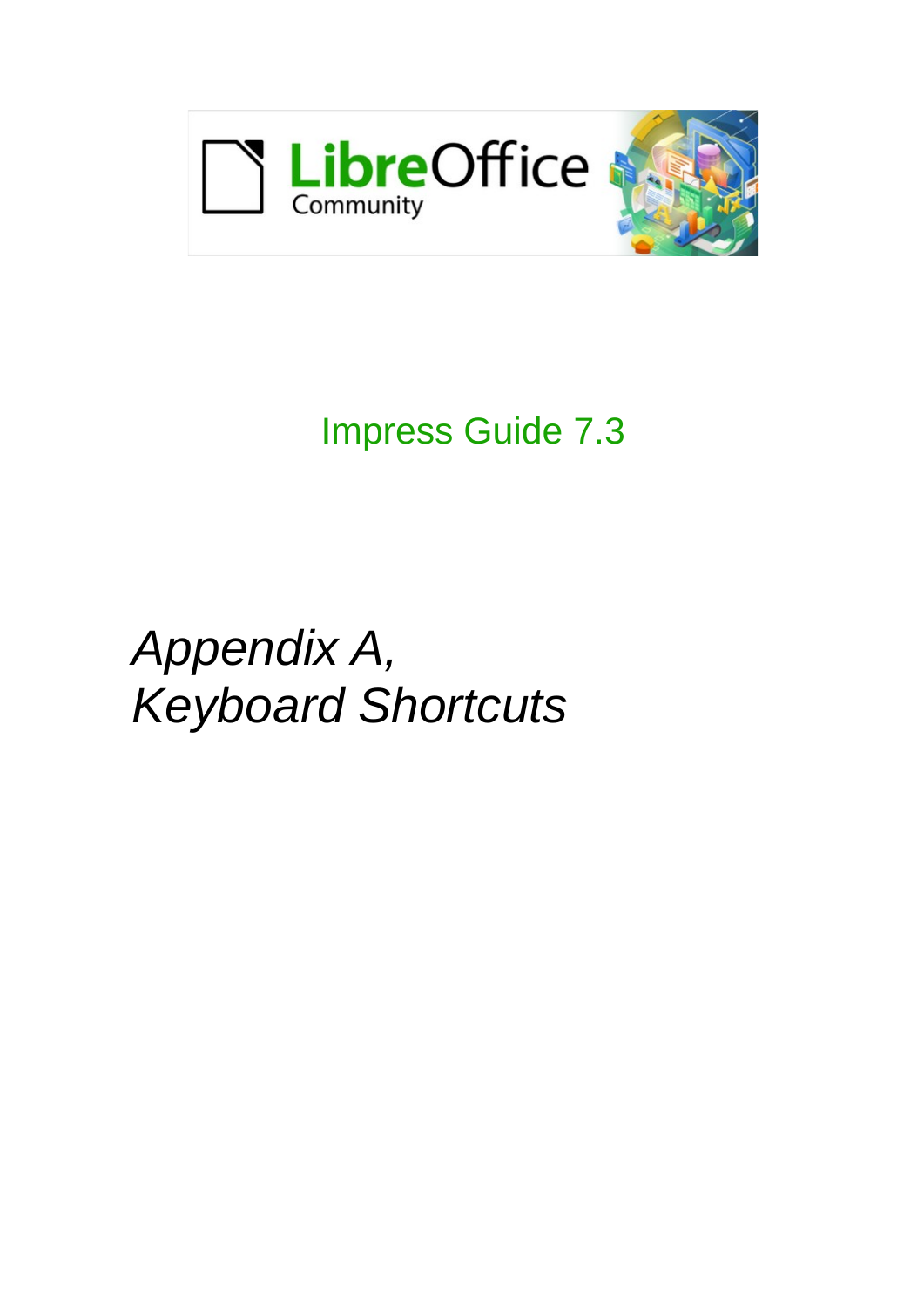LibreOffice Community

Impress Guide 7.3

# *Appendix A, Keyboard Shortcuts*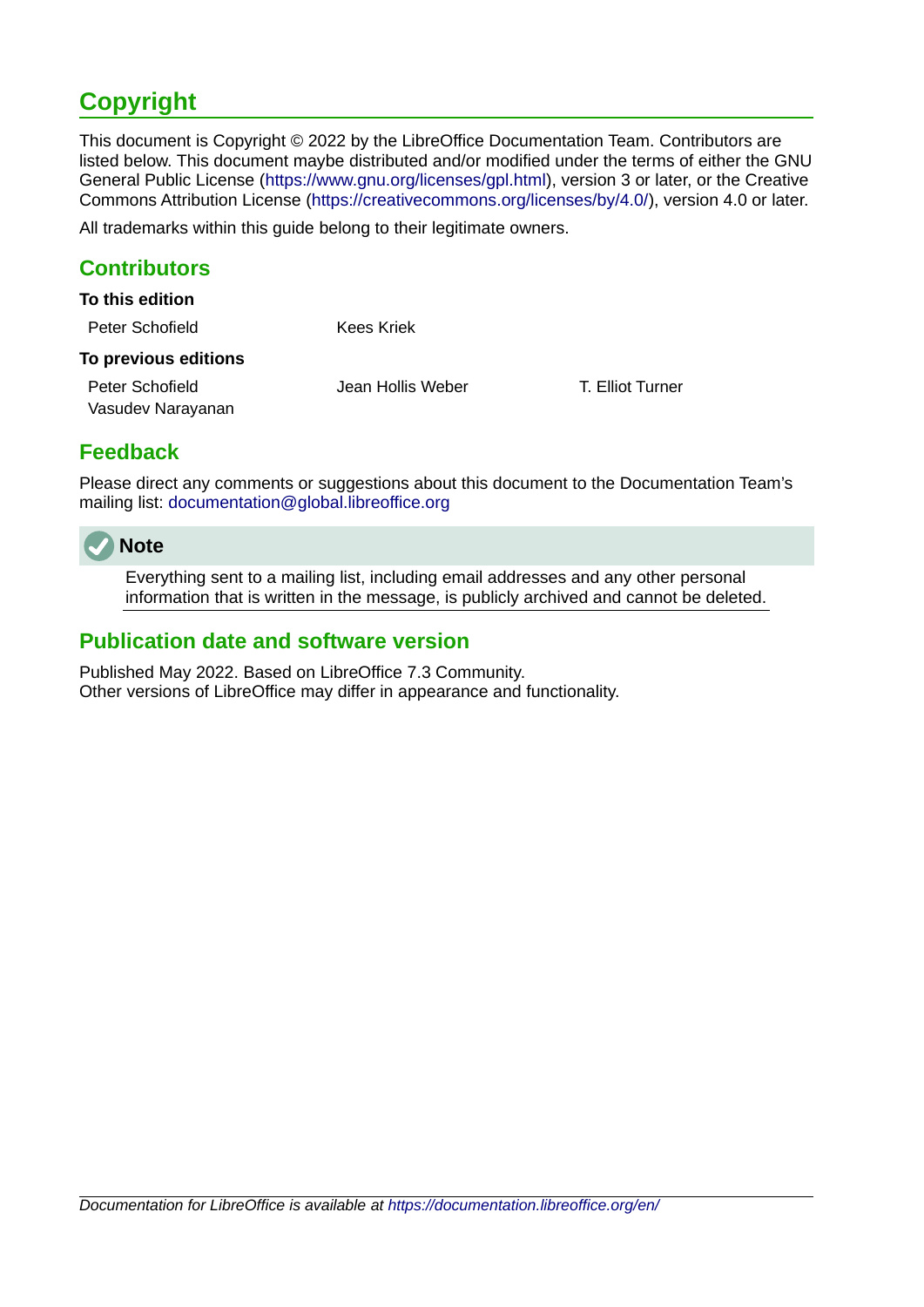# Copyright

This document is Copyright © 2022 by the LibreOffice Documentation Team. Contributors are listed below. This document maybe distributed and/or modified under the terms of either the GNU General Public License (https://www.gnu.org/licenses/gpl.html), version 3 or later, or the Creative Commons Attribution License (https://creativecommons.org/licenses/by/4.0/), version 4.0 or later.

All trademarks within this guide belong to their legitimate owners.

## Contributors

**To this edition**

Peter Schofield    Kees Kriek

**To previous editions**

Peter Schofield    Jean Hollis Weber    T. Elliot Turner
Vasudev Narayanan

## Feedback

Please direct any comments or suggestions about this document to the Documentation Team's mailing list: documentation@global.libreoffice.org

> **Note**
>
> Everything sent to a mailing list, including email addresses and any other personal information that is written in the message, is publicly archived and cannot be deleted.

## Publication date and software version

Published May 2022. Based on LibreOffice 7.3 Community.
Other versions of LibreOffice may differ in appearance and functionality.

*Documentation for LibreOffice is available at https://documentation.libreoffice.org/en/*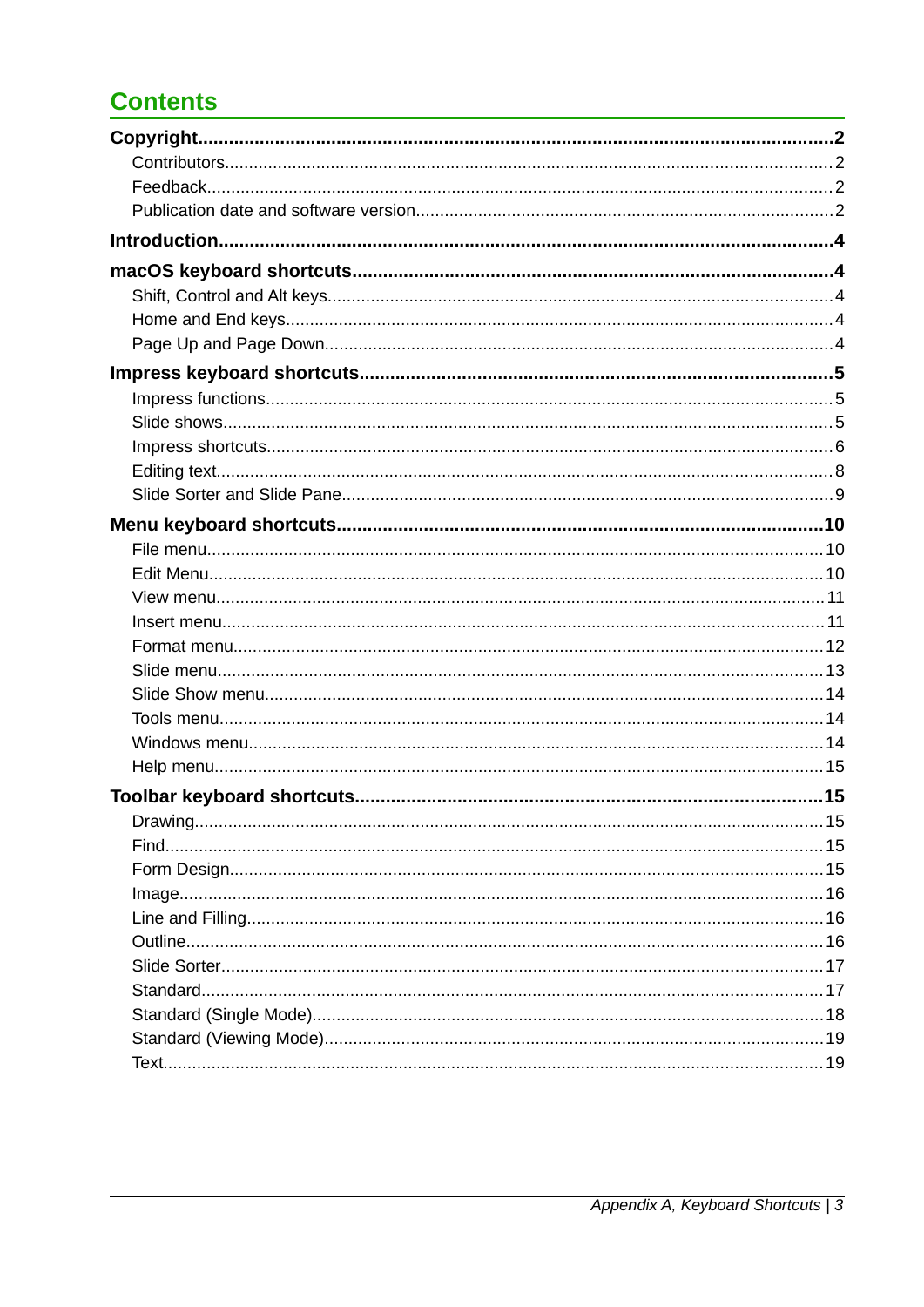# Contents

**Copyright....................2**

- Contributors....................2
- Feedback....................2
- Publication date and software version....................2

**Introduction....................4**

**macOS keyboard shortcuts....................4**

- Shift, Control and Alt keys....................4
- Home and End keys....................4
- Page Up and Page Down....................4

**Impress keyboard shortcuts....................5**

- Impress functions....................5
- Slide shows....................5
- Impress shortcuts....................6
- Editing text....................8
- Slide Sorter and Slide Pane....................9

**Menu keyboard shortcuts....................10**

- File menu....................10
- Edit Menu....................10
- View menu....................11
- Insert menu....................11
- Format menu....................12
- Slide menu....................13
- Slide Show menu....................14
- Tools menu....................14
- Windows menu....................14
- Help menu....................15

**Toolbar keyboard shortcuts....................15**

- Drawing....................15
- Find....................15
- Form Design....................15
- Image....................16
- Line and Filling....................16
- Outline....................16
- Slide Sorter....................17
- Standard....................17
- Standard (Single Mode)....................18
- Standard (Viewing Mode)....................19
- Text....................19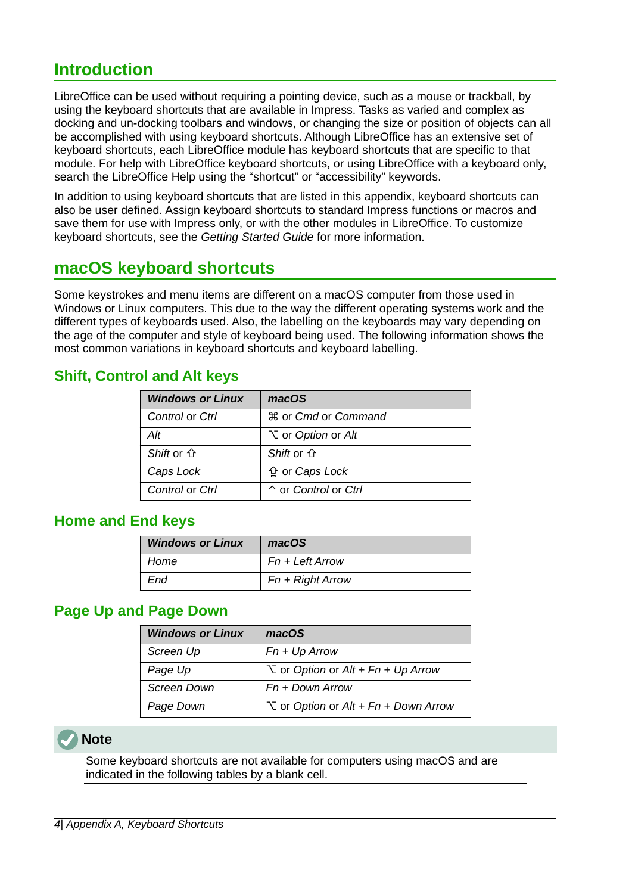## Introduction

LibreOffice can be used without requiring a pointing device, such as a mouse or trackball, by using the keyboard shortcuts that are available in Impress. Tasks as varied and complex as docking and un-docking toolbars and windows, or changing the size or position of objects can all be accomplished with using keyboard shortcuts. Although LibreOffice has an extensive set of keyboard shortcuts, each LibreOffice module has keyboard shortcuts that are specific to that module. For help with LibreOffice keyboard shortcuts, or using LibreOffice with a keyboard only, search the LibreOffice Help using the “shortcut” or “accessibility” keywords.

In addition to using keyboard shortcuts that are listed in this appendix, keyboard shortcuts can also be user defined. Assign keyboard shortcuts to standard Impress functions or macros and save them for use with Impress only, or with the other modules in LibreOffice. To customize keyboard shortcuts, see the *Getting Started Guide* for more information.

## macOS keyboard shortcuts

Some keystrokes and menu items are different on a macOS computer from those used in Windows or Linux computers. This due to the way the different operating systems work and the different types of keyboards used. Also, the labelling on the keyboards may vary depending on the age of the computer and style of keyboard being used. The following information shows the most common variations in keyboard shortcuts and keyboard labelling.

### Shift, Control and Alt keys

| ***Windows or Linux*** | ***macOS*** |
|---|---|
| *Control* or *Ctrl* | ⌘ or *Cmd* or *Command* |
| *Alt* | ⌥ or *Option* or *Alt* |
| *Shift* or ⇧ | *Shift* or ⇧ |
| *Caps Lock* | ⇪ or *Caps Lock* |
| *Control* or *Ctrl* | ^ or *Control* or *Ctrl* |

### Home and End keys

| ***Windows or Linux*** | ***macOS*** |
|---|---|
| *Home* | *Fn + Left Arrow* |
| *End* | *Fn + Right Arrow* |

### Page Up and Page Down

| ***Windows or Linux*** | ***macOS*** |
|---|---|
| *Screen Up* | *Fn + Up Arrow* |
| *Page Up* | ⌥ or *Option* or *Alt + Fn + Up Arrow* |
| *Screen Down* | *Fn + Down Arrow* |
| *Page Down* | ⌥ or *Option* or *Alt + Fn + Down Arrow* |

**Note**

Some keyboard shortcuts are not available for computers using macOS and are indicated in the following tables by a blank cell.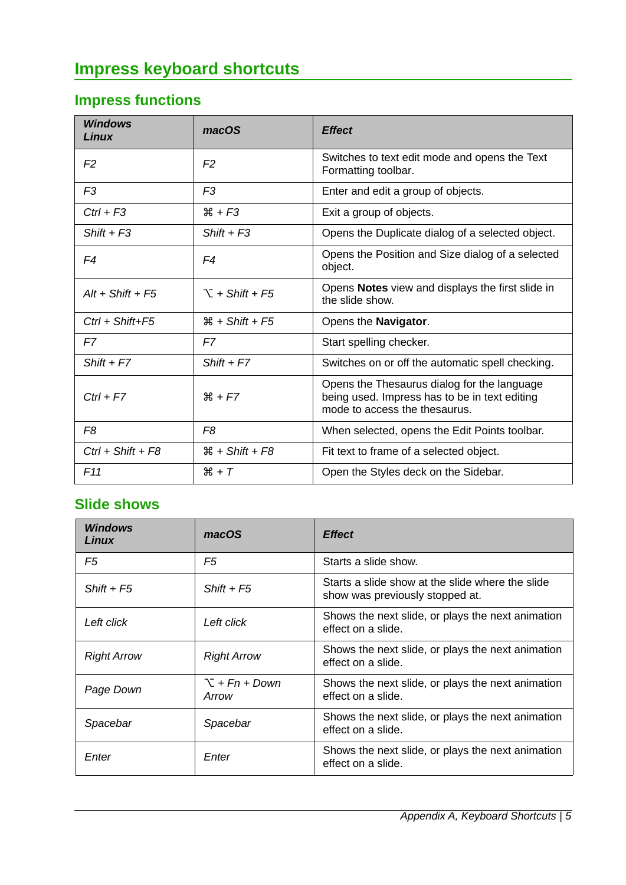# Impress keyboard shortcuts

## Impress functions

| *Windows Linux* | *macOS* | *Effect* |
|---|---|---|
| *F2* | *F2* | Switches to text edit mode and opens the Text Formatting toolbar. |
| *F3* | *F3* | Enter and edit a group of objects. |
| *Ctrl + F3* | *⌘ + F3* | Exit a group of objects. |
| *Shift + F3* | *Shift + F3* | Opens the Duplicate dialog of a selected object. |
| *F4* | *F4* | Opens the Position and Size dialog of a selected object. |
| *Alt + Shift + F5* | *⌥ + Shift + F5* | Opens **Notes** view and displays the first slide in the slide show. |
| *Ctrl + Shift+F5* | *⌘ + Shift + F5* | Opens the **Navigator**. |
| *F7* | *F7* | Start spelling checker. |
| *Shift + F7* | *Shift + F7* | Switches on or off the automatic spell checking. |
| *Ctrl + F7* | *⌘ + F7* | Opens the Thesaurus dialog for the language being used. Impress has to be in text editing mode to access the thesaurus. |
| *F8* | *F8* | When selected, opens the Edit Points toolbar. |
| *Ctrl + Shift + F8* | *⌘ + Shift + F8* | Fit text to frame of a selected object. |
| *F11* | *⌘ + T* | Open the Styles deck on the Sidebar. |

## Slide shows

| *Windows Linux* | *macOS* | *Effect* |
|---|---|---|
| *F5* | *F5* | Starts a slide show. |
| *Shift + F5* | *Shift + F5* | Starts a slide show at the slide where the slide show was previously stopped at. |
| *Left click* | *Left click* | Shows the next slide, or plays the next animation effect on a slide. |
| *Right Arrow* | *Right Arrow* | Shows the next slide, or plays the next animation effect on a slide. |
| *Page Down* | *⌥ + Fn + Down Arrow* | Shows the next slide, or plays the next animation effect on a slide. |
| *Spacebar* | *Spacebar* | Shows the next slide, or plays the next animation effect on a slide. |
| *Enter* | *Enter* | Shows the next slide, or plays the next animation effect on a slide. |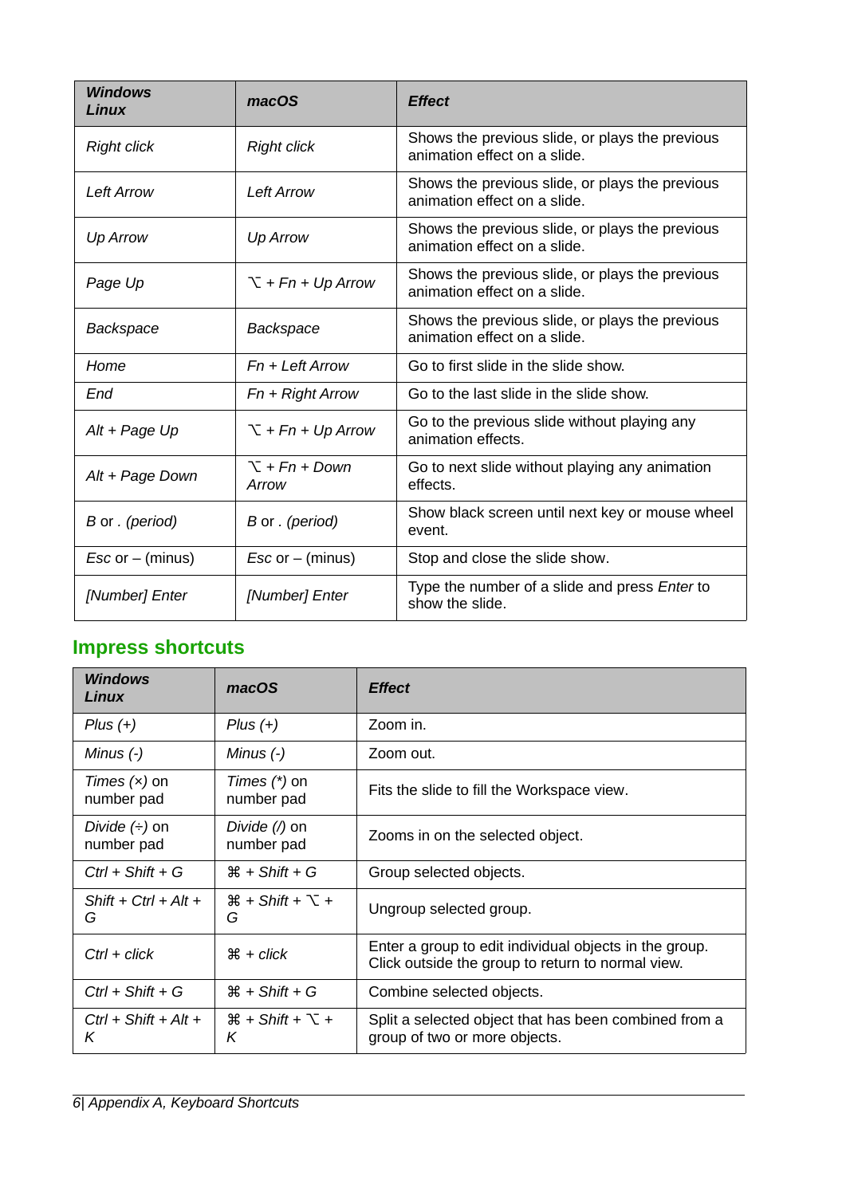| *Windows Linux* | *macOS* | *Effect* |
|---|---|---|
| *Right click* | *Right click* | Shows the previous slide, or plays the previous animation effect on a slide. |
| *Left Arrow* | *Left Arrow* | Shows the previous slide, or plays the previous animation effect on a slide. |
| *Up Arrow* | *Up Arrow* | Shows the previous slide, or plays the previous animation effect on a slide. |
| *Page Up* | *⌥ + Fn + Up Arrow* | Shows the previous slide, or plays the previous animation effect on a slide. |
| *Backspace* | *Backspace* | Shows the previous slide, or plays the previous animation effect on a slide. |
| *Home* | *Fn + Left Arrow* | Go to first slide in the slide show. |
| *End* | *Fn + Right Arrow* | Go to the last slide in the slide show. |
| *Alt + Page Up* | *⌥ + Fn + Up Arrow* | Go to the previous slide without playing any animation effects. |
| *Alt + Page Down* | *⌥ + Fn + Down Arrow* | Go to next slide without playing any animation effects. |
| *B* or *. (period)* | *B* or *. (period)* | Show black screen until next key or mouse wheel event. |
| *Esc* or – (minus) | *Esc* or – (minus) | Stop and close the slide show. |
| *[Number] Enter* | *[Number] Enter* | Type the number of a slide and press *Enter* to show the slide. |

## Impress shortcuts

| *Windows Linux* | *macOS* | *Effect* |
|---|---|---|
| *Plus (+)* | *Plus (+)* | Zoom in. |
| *Minus (-)* | *Minus (-)* | Zoom out. |
| *Times (×)* on number pad | *Times (*)* on number pad | Fits the slide to fill the Workspace view. |
| *Divide (÷)* on number pad | *Divide (/)* on number pad | Zooms in on the selected object. |
| *Ctrl + Shift + G* | *⌘ + Shift + G* | Group selected objects. |
| *Shift + Ctrl + Alt + G* | *⌘ + Shift + ⌥ + G* | Ungroup selected group. |
| *Ctrl + click* | *⌘ + click* | Enter a group to edit individual objects in the group. Click outside the group to return to normal view. |
| *Ctrl + Shift + G* | *⌘ + Shift + G* | Combine selected objects. |
| *Ctrl + Shift + Alt + K* | *⌘ + Shift + ⌥ + K* | Split a selected object that has been combined from a group of two or more objects. |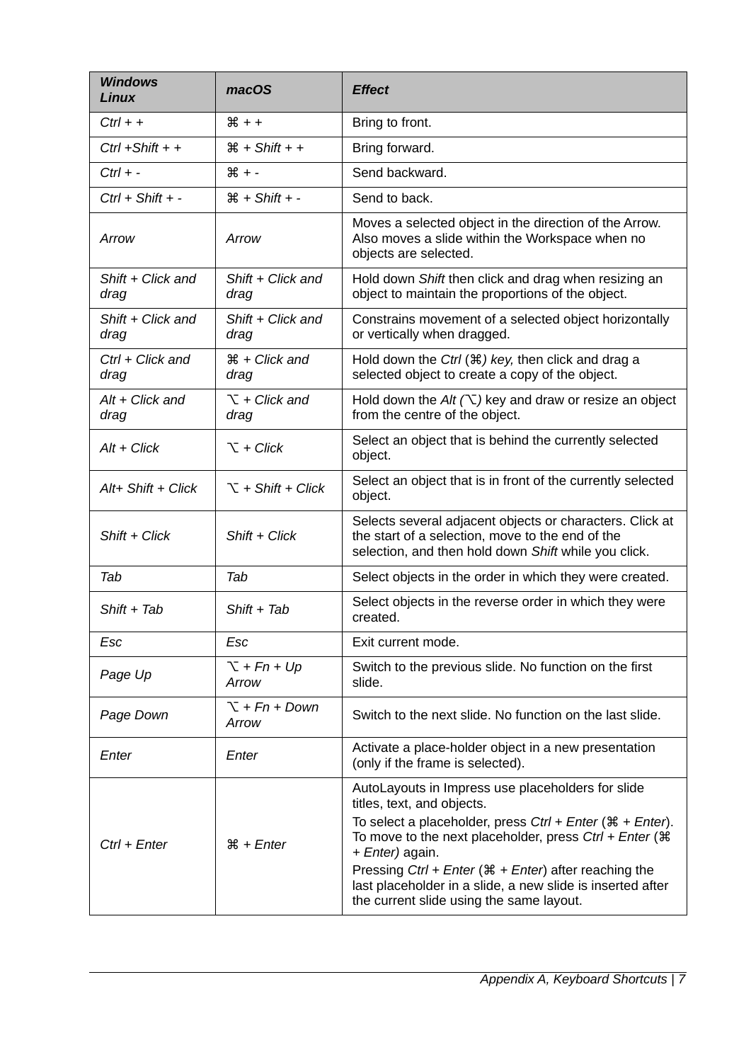| *Windows Linux* | *macOS* | *Effect* |
|---|---|---|
| *Ctrl + +* | *⌘ + +* | Bring to front. |
| *Ctrl +Shift + +* | *⌘ + Shift + +* | Bring forward. |
| *Ctrl + -* | *⌘ + -* | Send backward. |
| *Ctrl + Shift + -* | *⌘ + Shift + -* | Send to back. |
| *Arrow* | *Arrow* | Moves a selected object in the direction of the Arrow. Also moves a slide within the Workspace when no objects are selected. |
| *Shift + Click and drag* | *Shift + Click and drag* | Hold down *Shift* then click and drag when resizing an object to maintain the proportions of the object. |
| *Shift + Click and drag* | *Shift + Click and drag* | Constrains movement of a selected object horizontally or vertically when dragged. |
| *Ctrl + Click and drag* | *⌘ + Click and drag* | Hold down the *Ctrl (⌘) key,* then click and drag a selected object to create a copy of the object. |
| *Alt + Click and drag* | *⌥ + Click and drag* | Hold down the *Alt (⌥)* key and draw or resize an object from the centre of the object. |
| *Alt + Click* | *⌥ + Click* | Select an object that is behind the currently selected object. |
| *Alt+ Shift + Click* | *⌥ + Shift + Click* | Select an object that is in front of the currently selected object. |
| *Shift + Click* | *Shift + Click* | Selects several adjacent objects or characters. Click at the start of a selection, move to the end of the selection, and then hold down *Shift* while you click. |
| *Tab* | *Tab* | Select objects in the order in which they were created. |
| *Shift + Tab* | *Shift + Tab* | Select objects in the reverse order in which they were created. |
| *Esc* | *Esc* | Exit current mode. |
| *Page Up* | *⌥ + Fn + Up Arrow* | Switch to the previous slide. No function on the first slide. |
| *Page Down* | *⌥ + Fn + Down Arrow* | Switch to the next slide. No function on the last slide. |
| *Enter* | *Enter* | Activate a place-holder object in a new presentation (only if the frame is selected). |
| *Ctrl + Enter* | *⌘ + Enter* | AutoLayouts in Impress use placeholders for slide titles, text, and objects. To select a placeholder, press *Ctrl + Enter* (*⌘ + Enter*). To move to the next placeholder, press *Ctrl + Enter (⌘ + Enter)* again. Pressing *Ctrl + Enter* (*⌘ + Enter*) after reaching the last placeholder in a slide, a new slide is inserted after the current slide using the same layout. |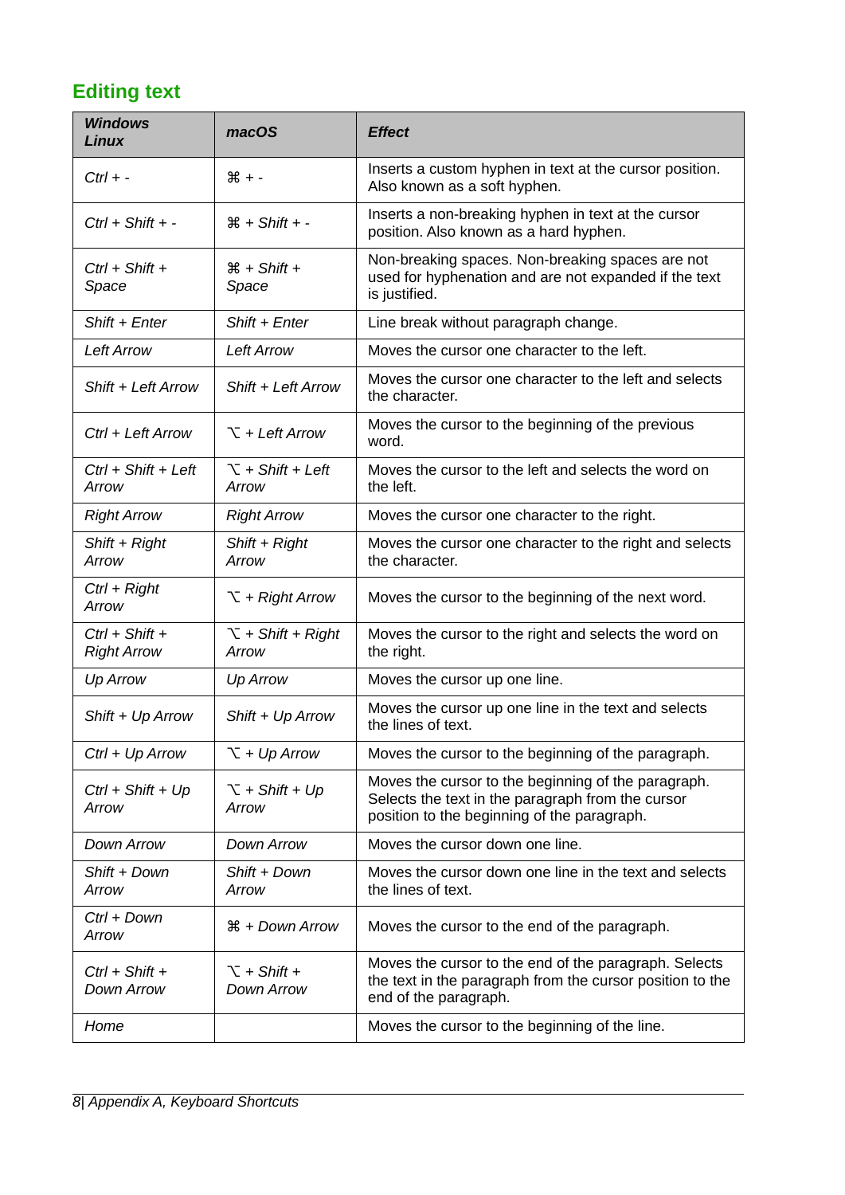## Editing text

| *Windows Linux* | *macOS* | *Effect* |
|---|---|---|
| *Ctrl + -* | *⌘ + -* | Inserts a custom hyphen in text at the cursor position. Also known as a soft hyphen. |
| *Ctrl + Shift + -* | *⌘ + Shift + -* | Inserts a non-breaking hyphen in text at the cursor position. Also known as a hard hyphen. |
| *Ctrl + Shift + Space* | *⌘ + Shift + Space* | Non-breaking spaces. Non-breaking spaces are not used for hyphenation and are not expanded if the text is justified. |
| *Shift + Enter* | *Shift + Enter* | Line break without paragraph change. |
| *Left Arrow* | *Left Arrow* | Moves the cursor one character to the left. |
| *Shift + Left Arrow* | *Shift + Left Arrow* | Moves the cursor one character to the left and selects the character. |
| *Ctrl + Left Arrow* | *⌥ + Left Arrow* | Moves the cursor to the beginning of the previous word. |
| *Ctrl + Shift + Left Arrow* | *⌥ + Shift + Left Arrow* | Moves the cursor to the left and selects the word on the left. |
| *Right Arrow* | *Right Arrow* | Moves the cursor one character to the right. |
| *Shift + Right Arrow* | *Shift + Right Arrow* | Moves the cursor one character to the right and selects the character. |
| *Ctrl + Right Arrow* | *⌥ + Right Arrow* | Moves the cursor to the beginning of the next word. |
| *Ctrl + Shift + Right Arrow* | *⌥ + Shift + Right Arrow* | Moves the cursor to the right and selects the word on the right. |
| *Up Arrow* | *Up Arrow* | Moves the cursor up one line. |
| *Shift + Up Arrow* | *Shift + Up Arrow* | Moves the cursor up one line in the text and selects the lines of text. |
| *Ctrl + Up Arrow* | *⌥ + Up Arrow* | Moves the cursor to the beginning of the paragraph. |
| *Ctrl + Shift + Up Arrow* | *⌥ + Shift + Up Arrow* | Moves the cursor to the beginning of the paragraph. Selects the text in the paragraph from the cursor position to the beginning of the paragraph. |
| *Down Arrow* | *Down Arrow* | Moves the cursor down one line. |
| *Shift + Down Arrow* | *Shift + Down Arrow* | Moves the cursor down one line in the text and selects the lines of text. |
| *Ctrl + Down Arrow* | *⌘ + Down Arrow* | Moves the cursor to the end of the paragraph. |
| *Ctrl + Shift + Down Arrow* | *⌥ + Shift + Down Arrow* | Moves the cursor to the end of the paragraph. Selects the text in the paragraph from the cursor position to the end of the paragraph. |
| *Home* | | Moves the cursor to the beginning of the line. |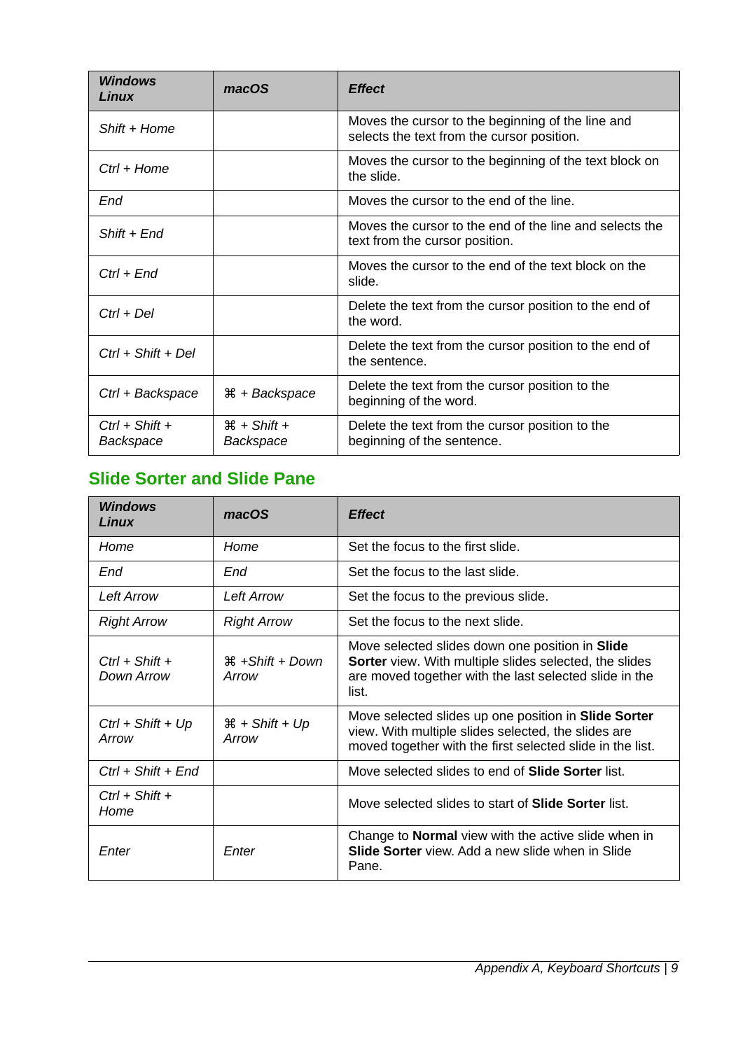| Windows Linux | macOS | Effect |
|---|---|---|
| *Shift + Home* | | Moves the cursor to the beginning of the line and selects the text from the cursor position. |
| *Ctrl + Home* | | Moves the cursor to the beginning of the text block on the slide. |
| *End* | | Moves the cursor to the end of the line. |
| *Shift + End* | | Moves the cursor to the end of the line and selects the text from the cursor position. |
| *Ctrl + End* | | Moves the cursor to the end of the text block on the slide. |
| *Ctrl + Del* | | Delete the text from the cursor position to the end of the word. |
| *Ctrl + Shift + Del* | | Delete the text from the cursor position to the end of the sentence. |
| *Ctrl + Backspace* | *⌘ + Backspace* | Delete the text from the cursor position to the beginning of the word. |
| *Ctrl + Shift + Backspace* | *⌘ + Shift + Backspace* | Delete the text from the cursor position to the beginning of the sentence. |

## Slide Sorter and Slide Pane

| Windows Linux | macOS | Effect |
|---|---|---|
| *Home* | *Home* | Set the focus to the first slide. |
| *End* | *End* | Set the focus to the last slide. |
| *Left Arrow* | *Left Arrow* | Set the focus to the previous slide. |
| *Right Arrow* | *Right Arrow* | Set the focus to the next slide. |
| *Ctrl + Shift + Down Arrow* | *⌘ +Shift + Down Arrow* | Move selected slides down one position in **Slide Sorter** view. With multiple slides selected, the slides are moved together with the last selected slide in the list. |
| *Ctrl + Shift + Up Arrow* | *⌘ + Shift + Up Arrow* | Move selected slides up one position in **Slide Sorter** view. With multiple slides selected, the slides are moved together with the first selected slide in the list. |
| *Ctrl + Shift + End* | | Move selected slides to end of **Slide Sorter** list. |
| *Ctrl + Shift + Home* | | Move selected slides to start of **Slide Sorter** list. |
| *Enter* | *Enter* | Change to **Normal** view with the active slide when in **Slide Sorter** view. Add a new slide when in Slide Pane. |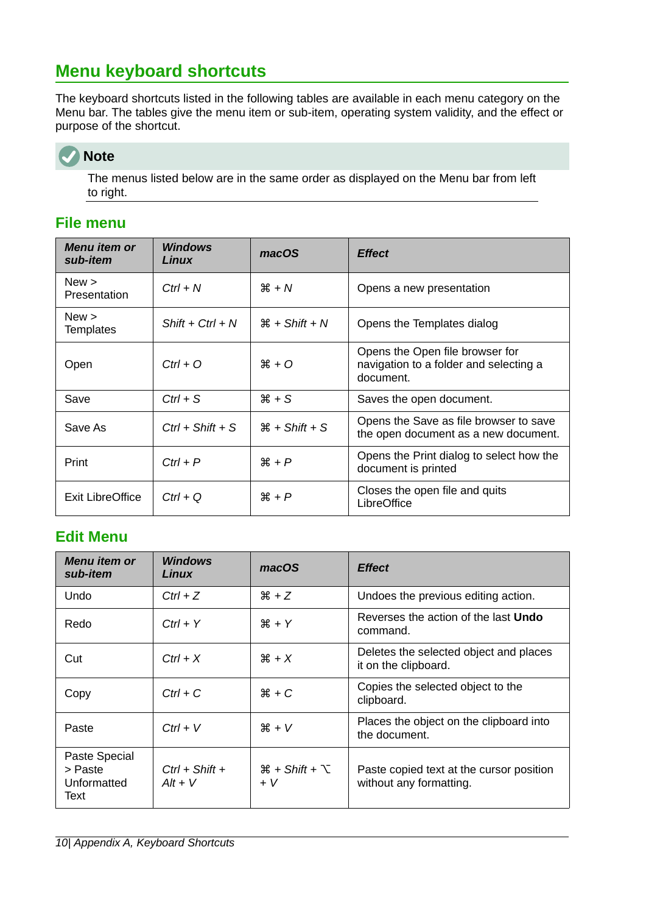## Menu keyboard shortcuts

The keyboard shortcuts listed in the following tables are available in each menu category on the Menu bar. The tables give the menu item or sub-item, operating system validity, and the effect or purpose of the shortcut.

**Note**

The menus listed below are in the same order as displayed on the Menu bar from left to right.

### File menu

| *Menu item or sub-item* | *Windows Linux* | *macOS* | *Effect* |
|---|---|---|---|
| New > Presentation | *Ctrl + N* | *⌘ + N* | Opens a new presentation |
| New > Templates | *Shift + Ctrl + N* | *⌘ + Shift + N* | Opens the Templates dialog |
| Open | *Ctrl + O* | *⌘ + O* | Opens the Open file browser for navigation to a folder and selecting a document. |
| Save | *Ctrl + S* | *⌘ + S* | Saves the open document. |
| Save As | *Ctrl + Shift + S* | *⌘ + Shift + S* | Opens the Save as file browser to save the open document as a new document. |
| Print | *Ctrl + P* | *⌘ + P* | Opens the Print dialog to select how the document is printed |
| Exit LibreOffice | *Ctrl + Q* | *⌘ + P* | Closes the open file and quits LibreOffice |

### Edit Menu

| *Menu item or sub-item* | *Windows Linux* | *macOS* | *Effect* |
|---|---|---|---|
| Undo | *Ctrl + Z* | *⌘ + Z* | Undoes the previous editing action. |
| Redo | *Ctrl + Y* | *⌘ + Y* | Reverses the action of the last **Undo** command. |
| Cut | *Ctrl + X* | *⌘ + X* | Deletes the selected object and places it on the clipboard. |
| Copy | *Ctrl + C* | *⌘ + C* | Copies the selected object to the clipboard. |
| Paste | *Ctrl + V* | *⌘ + V* | Places the object on the clipboard into the document. |
| Paste Special > Paste Unformatted Text | *Ctrl + Shift + Alt + V* | *⌘ + Shift + ⌥ + V* | Paste copied text at the cursor position without any formatting. |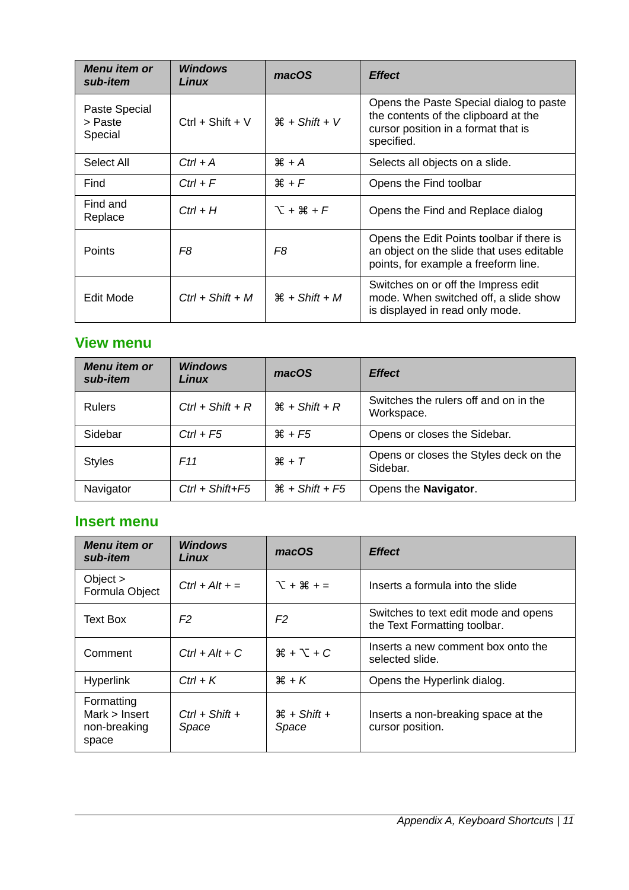| Menu item or sub-item | Windows Linux | macOS | Effect |
|---|---|---|---|
| Paste Special > Paste Special | Ctrl + Shift + V | ⌘ + *Shift + V* | Opens the Paste Special dialog to paste the contents of the clipboard at the cursor position in a format that is specified. |
| Select All | *Ctrl + A* | ⌘ + *A* | Selects all objects on a slide. |
| Find | *Ctrl + F* | ⌘ + *F* | Opens the Find toolbar |
| Find and Replace | *Ctrl + H* | ⌥ + ⌘ + *F* | Opens the Find and Replace dialog |
| Points | *F8* | *F8* | Opens the Edit Points toolbar if there is an object on the slide that uses editable points, for example a freeform line. |
| Edit Mode | *Ctrl + Shift + M* | ⌘ + *Shift + M* | Switches on or off the Impress edit mode. When switched off, a slide show is displayed in read only mode. |

## View menu

| Menu item or sub-item | Windows Linux | macOS | Effect |
|---|---|---|---|
| Rulers | *Ctrl + Shift + R* | ⌘ + *Shift + R* | Switches the rulers off and on in the Workspace. |
| Sidebar | *Ctrl + F5* | ⌘ + *F5* | Opens or closes the Sidebar. |
| Styles | *F11* | ⌘ + *T* | Opens or closes the Styles deck on the Sidebar. |
| Navigator | *Ctrl + Shift+F5* | ⌘ + *Shift + F5* | Opens the **Navigator**. |

## Insert menu

| Menu item or sub-item | Windows Linux | macOS | Effect |
|---|---|---|---|
| Object > Formula Object | *Ctrl + Alt + =* | ⌥ + ⌘ + = | Inserts a formula into the slide |
| Text Box | *F2* | *F2* | Switches to text edit mode and opens the Text Formatting toolbar. |
| Comment | *Ctrl + Alt + C* | ⌘ + ⌥ + *C* | Inserts a new comment box onto the selected slide. |
| Hyperlink | *Ctrl + K* | ⌘ + *K* | Opens the Hyperlink dialog. |
| Formatting Mark > Insert non-breaking space | *Ctrl + Shift + Space* | ⌘ + *Shift + Space* | Inserts a non-breaking space at the cursor position. |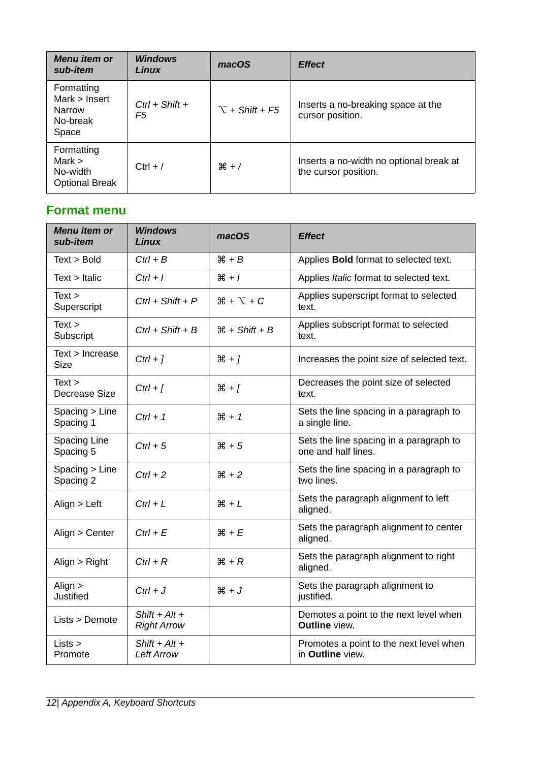| *Menu item or sub-item* | *Windows Linux* | *macOS* | *Effect* |
|---|---|---|---|
| Formatting Mark > Insert Narrow No-break Space | *Ctrl + Shift + F5* | *⌥ + Shift + F5* | Inserts a no-breaking space at the cursor position. |
| Formatting Mark > No-width Optional Break | Ctrl + / | ⌘ + / | Inserts a no-width no optional break at the cursor position. |

## Format menu

| *Menu item or sub-item* | *Windows Linux* | *macOS* | *Effect* |
|---|---|---|---|
| Text > Bold | *Ctrl + B* | ⌘ + *B* | Applies **Bold** format to selected text. |
| Text > Italic | *Ctrl + I* | ⌘ + *I* | Applies *Italic* format to selected text. |
| Text > Superscript | *Ctrl + Shift + P* | ⌘ + ⌥ + *C* | Applies superscript format to selected text. |
| Text > Subscript | *Ctrl + Shift + B* | ⌘ + *Shift + B* | Applies subscript format to selected text. |
| Text > Increase Size | *Ctrl + ]* | ⌘ + *]* | Increases the point size of selected text. |
| Text > Decrease Size | *Ctrl + [* | ⌘ + *[* | Decreases the point size of selected text. |
| Spacing > Line Spacing 1 | *Ctrl + 1* | ⌘ + *1* | Sets the line spacing in a paragraph to a single line. |
| Spacing Line Spacing 5 | *Ctrl + 5* | ⌘ + *5* | Sets the line spacing in a paragraph to one and half lines. |
| Spacing > Line Spacing 2 | *Ctrl + 2* | ⌘ + *2* | Sets the line spacing in a paragraph to two lines. |
| Align > Left | *Ctrl + L* | ⌘ + *L* | Sets the paragraph alignment to left aligned. |
| Align > Center | *Ctrl + E* | ⌘ + *E* | Sets the paragraph alignment to center aligned. |
| Align > Right | *Ctrl + R* | ⌘ + *R* | Sets the paragraph alignment to right aligned. |
| Align > Justified | *Ctrl + J* | ⌘ + *J* | Sets the paragraph alignment to justified. |
| Lists > Demote | *Shift + Alt + Right Arrow* | | Demotes a point to the next level when **Outline** view. |
| Lists > Promote | *Shift + Alt + Left Arrow* | | Promotes a point to the next level when in **Outline** view. |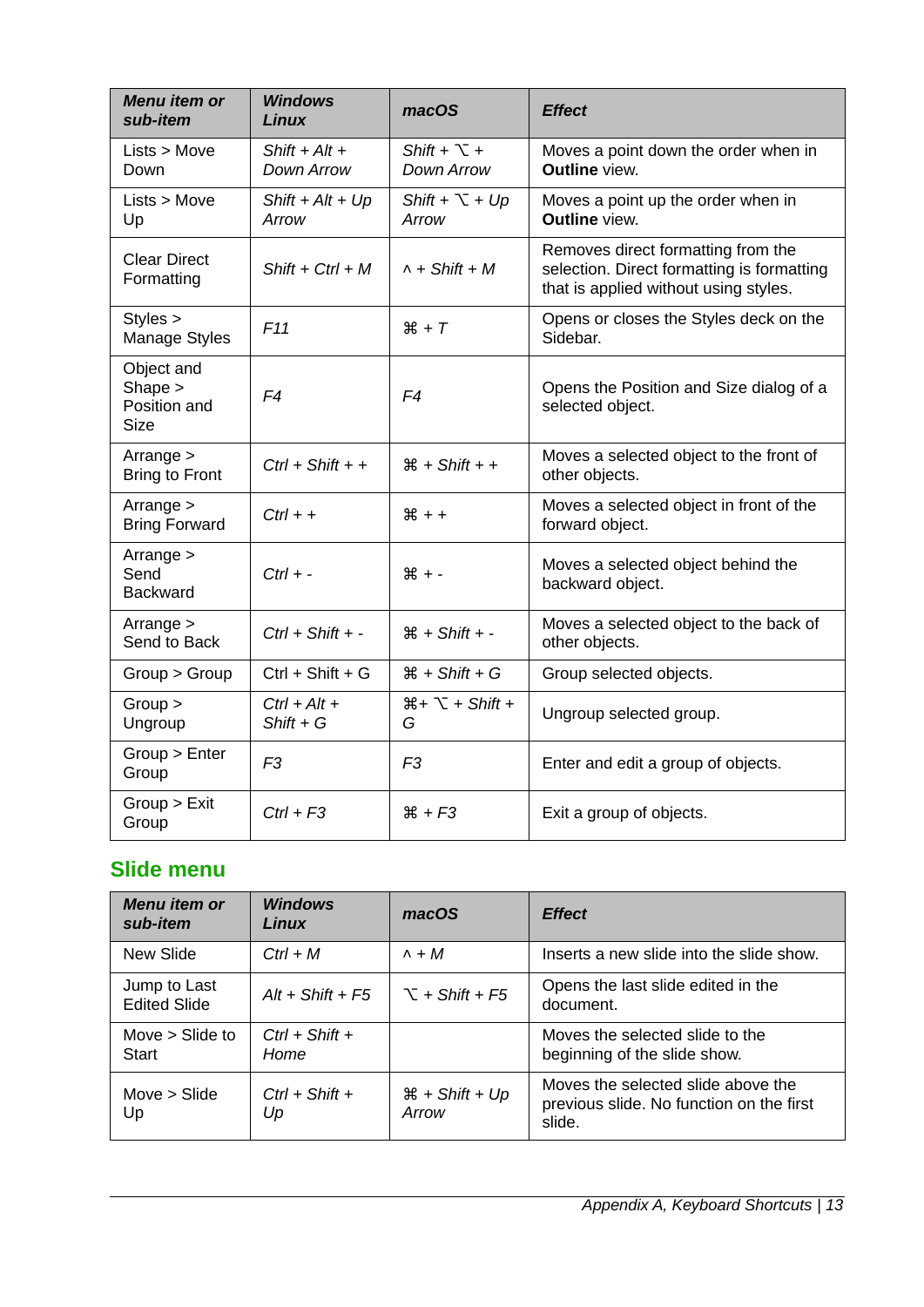| *Menu item or sub-item* | *Windows Linux* | *macOS* | *Effect* |
|---|---|---|---|
| Lists > Move Down | *Shift + Alt + Down Arrow* | *Shift + ⌥ + Down Arrow* | Moves a point down the order when in **Outline** view. |
| Lists > Move Up | *Shift + Alt + Up Arrow* | *Shift + ⌥ + Up Arrow* | Moves a point up the order when in **Outline** view. |
| Clear Direct Formatting | *Shift + Ctrl + M* | *^ + Shift + M* | Removes direct formatting from the selection. Direct formatting is formatting that is applied without using styles. |
| Styles > Manage Styles | *F11* | *⌘ + T* | Opens or closes the Styles deck on the Sidebar. |
| Object and Shape > Position and Size | *F4* | *F4* | Opens the Position and Size dialog of a selected object. |
| Arrange > Bring to Front | *Ctrl + Shift + +* | *⌘ + Shift + +* | Moves a selected object to the front of other objects. |
| Arrange > Bring Forward | *Ctrl + +* | *⌘ + +* | Moves a selected object in front of the forward object. |
| Arrange > Send Backward | *Ctrl + -* | *⌘ + -* | Moves a selected object behind the backward object. |
| Arrange > Send to Back | *Ctrl + Shift + -* | *⌘ + Shift + -* | Moves a selected object to the back of other objects. |
| Group > Group | Ctrl + Shift + G | *⌘ + Shift + G* | Group selected objects. |
| Group > Ungroup | *Ctrl + Alt + Shift + G* | *⌘+ ⌥ + Shift + G* | Ungroup selected group. |
| Group > Enter Group | *F3* | *F3* | Enter and edit a group of objects. |
| Group > Exit Group | *Ctrl + F3* | *⌘ + F3* | Exit a group of objects. |

## Slide menu

| *Menu item or sub-item* | *Windows Linux* | *macOS* | *Effect* |
|---|---|---|---|
| New Slide | *Ctrl + M* | *^ + M* | Inserts a new slide into the slide show. |
| Jump to Last Edited Slide | *Alt + Shift + F5* | *⌥ + Shift + F5* | Opens the last slide edited in the document. |
| Move > Slide to Start | *Ctrl + Shift + Home* | | Moves the selected slide to the beginning of the slide show. |
| Move > Slide Up | *Ctrl + Shift + Up* | *⌘ + Shift + Up Arrow* | Moves the selected slide above the previous slide. No function on the first slide. |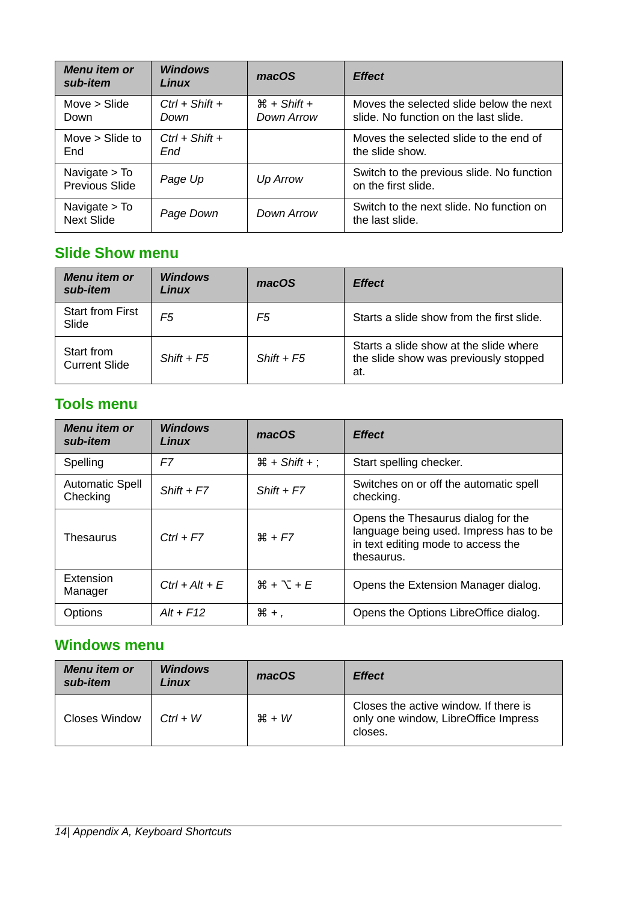| *Menu item or sub-item* | *Windows Linux* | *macOS* | *Effect* |
|---|---|---|---|
| Move > Slide Down | *Ctrl + Shift + Down* | *⌘ + Shift + Down Arrow* | Moves the selected slide below the next slide. No function on the last slide. |
| Move > Slide to End | *Ctrl + Shift + End* | | Moves the selected slide to the end of the slide show. |
| Navigate > To Previous Slide | *Page Up* | *Up Arrow* | Switch to the previous slide. No function on the first slide. |
| Navigate > To Next Slide | *Page Down* | *Down Arrow* | Switch to the next slide. No function on the last slide. |

## Slide Show menu

| *Menu item or sub-item* | *Windows Linux* | *macOS* | *Effect* |
|---|---|---|---|
| Start from First Slide | *F5* | *F5* | Starts a slide show from the first slide. |
| Start from Current Slide | *Shift + F5* | *Shift + F5* | Starts a slide show at the slide where the slide show was previously stopped at. |

## Tools menu

| *Menu item or sub-item* | *Windows Linux* | *macOS* | *Effect* |
|---|---|---|---|
| Spelling | *F7* | *⌘ + Shift + ;* | Start spelling checker. |
| Automatic Spell Checking | *Shift + F7* | *Shift + F7* | Switches on or off the automatic spell checking. |
| Thesaurus | *Ctrl + F7* | *⌘ + F7* | Opens the Thesaurus dialog for the language being used. Impress has to be in text editing mode to access the thesaurus. |
| Extension Manager | *Ctrl + Alt + E* | *⌘ + ⌥ + E* | Opens the Extension Manager dialog. |
| Options | *Alt + F12* | *⌘ + ,* | Opens the Options LibreOffice dialog. |

## Windows menu

| *Menu item or sub-item* | *Windows Linux* | *macOS* | *Effect* |
|---|---|---|---|
| Closes Window | *Ctrl + W* | *⌘ + W* | Closes the active window. If there is only one window, LibreOffice Impress closes. |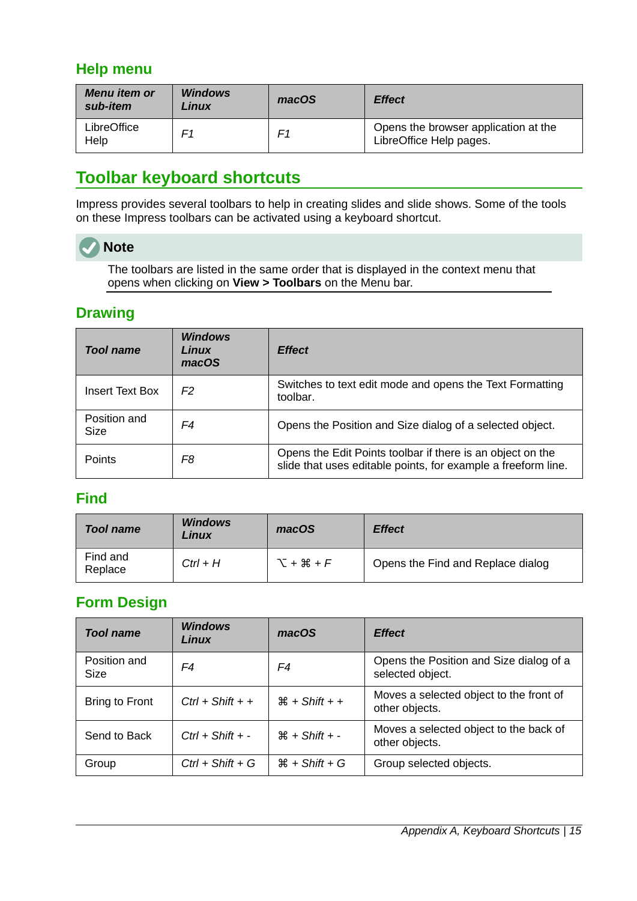### Help menu

| *Menu item or sub-item* | *Windows Linux* | *macOS* | *Effect* |
|---|---|---|---|
| LibreOffice Help | *F1* | *F1* | Opens the browser application at the LibreOffice Help pages. |

## Toolbar keyboard shortcuts

Impress provides several toolbars to help in creating slides and slide shows. Some of the tools on these Impress toolbars can be activated using a keyboard shortcut.

> **Note**
>
> The toolbars are listed in the same order that is displayed in the context menu that opens when clicking on **View > Toolbars** on the Menu bar.

### Drawing

| *Tool name* | *Windows Linux macOS* | *Effect* |
|---|---|---|
| Insert Text Box | *F2* | Switches to text edit mode and opens the Text Formatting toolbar. |
| Position and Size | *F4* | Opens the Position and Size dialog of a selected object. |
| Points | *F8* | Opens the Edit Points toolbar if there is an object on the slide that uses editable points, for example a freeform line. |

### Find

| *Tool name* | *Windows Linux* | *macOS* | *Effect* |
|---|---|---|---|
| Find and Replace | *Ctrl + H* | *⌥ + ⌘ + F* | Opens the Find and Replace dialog |

### Form Design

| *Tool name* | *Windows Linux* | *macOS* | *Effect* |
|---|---|---|---|
| Position and Size | *F4* | *F4* | Opens the Position and Size dialog of a selected object. |
| Bring to Front | *Ctrl + Shift + +* | *⌘ + Shift + +* | Moves a selected object to the front of other objects. |
| Send to Back | *Ctrl + Shift + -* | *⌘ + Shift + -* | Moves a selected object to the back of other objects. |
| Group | *Ctrl + Shift + G* | *⌘ + Shift + G* | Group selected objects. |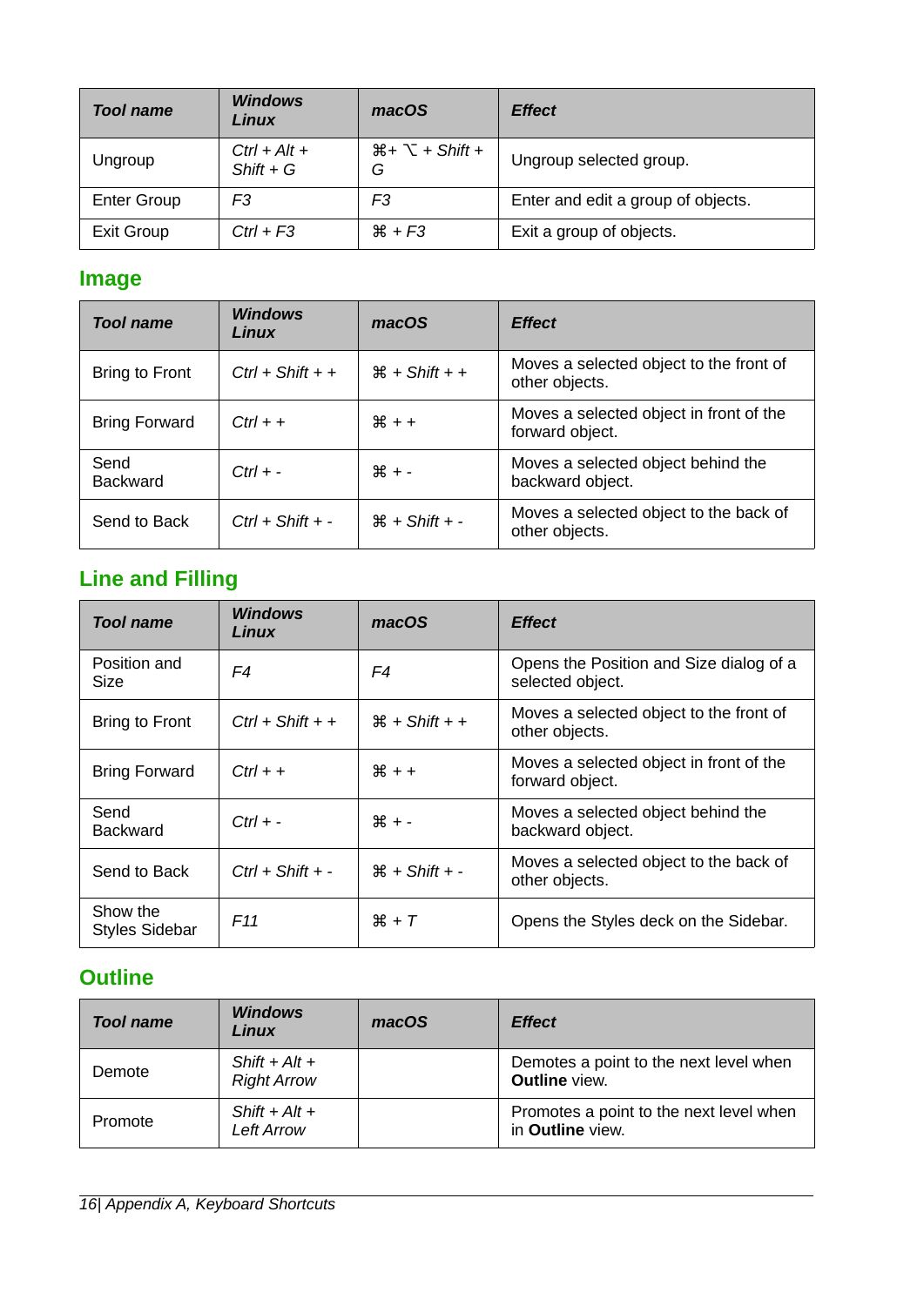| *Tool name* | *Windows Linux* | *macOS* | *Effect* |
|---|---|---|---|
| Ungroup | *Ctrl + Alt + Shift + G* | *⌘+ ⌥ + Shift + G* | Ungroup selected group. |
| Enter Group | *F3* | *F3* | Enter and edit a group of objects. |
| Exit Group | *Ctrl + F3* | *⌘ + F3* | Exit a group of objects. |

## Image

| *Tool name* | *Windows Linux* | *macOS* | *Effect* |
|---|---|---|---|
| Bring to Front | *Ctrl + Shift + +* | *⌘ + Shift + +* | Moves a selected object to the front of other objects. |
| Bring Forward | *Ctrl + +* | *⌘ + +* | Moves a selected object in front of the forward object. |
| Send Backward | *Ctrl + -* | *⌘ + -* | Moves a selected object behind the backward object. |
| Send to Back | *Ctrl + Shift + -* | *⌘ + Shift + -* | Moves a selected object to the back of other objects. |

## Line and Filling

| *Tool name* | *Windows Linux* | *macOS* | *Effect* |
|---|---|---|---|
| Position and Size | *F4* | *F4* | Opens the Position and Size dialog of a selected object. |
| Bring to Front | *Ctrl + Shift + +* | *⌘ + Shift + +* | Moves a selected object to the front of other objects. |
| Bring Forward | *Ctrl + +* | *⌘ + +* | Moves a selected object in front of the forward object. |
| Send Backward | *Ctrl + -* | *⌘ + -* | Moves a selected object behind the backward object. |
| Send to Back | *Ctrl + Shift + -* | *⌘ + Shift + -* | Moves a selected object to the back of other objects. |
| Show the Styles Sidebar | *F11* | *⌘ + T* | Opens the Styles deck on the Sidebar. |

## Outline

| *Tool name* | *Windows Linux* | *macOS* | *Effect* |
|---|---|---|---|
| Demote | *Shift + Alt + Right Arrow* | | Demotes a point to the next level when **Outline** view. |
| Promote | *Shift + Alt + Left Arrow* | | Promotes a point to the next level when in **Outline** view. |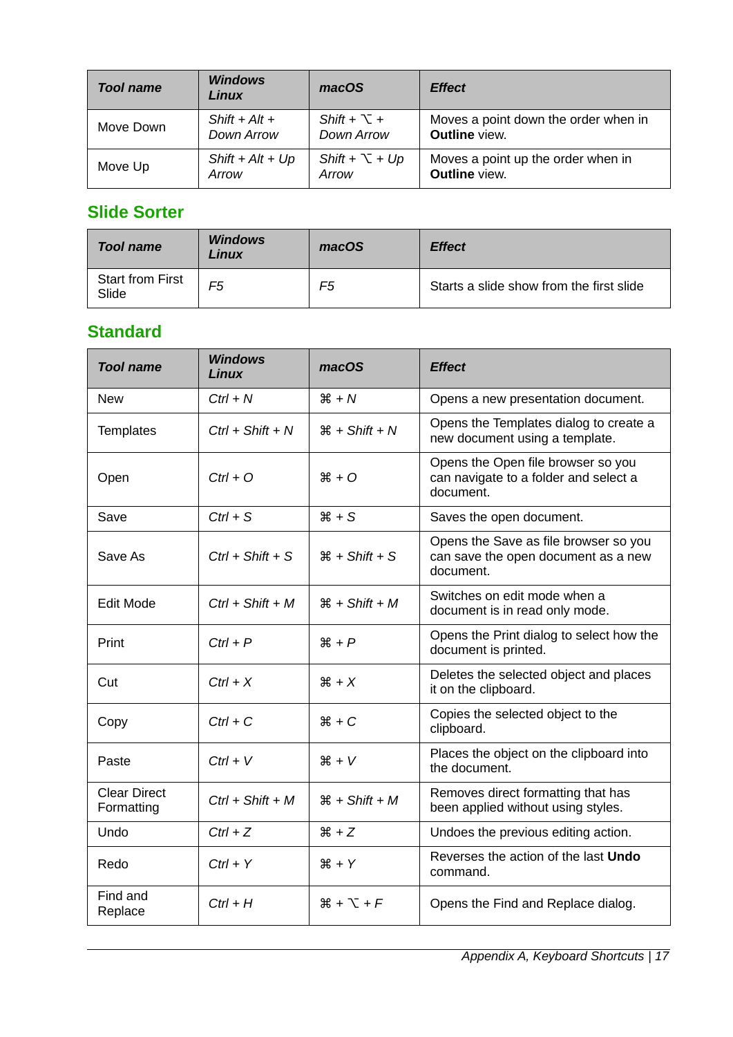| Tool name | Windows Linux | macOS | Effect |
|---|---|---|---|
| Move Down | *Shift + Alt + Down Arrow* | *Shift + ⌥ + Down Arrow* | Moves a point down the order when in **Outline** view. |
| Move Up | *Shift + Alt + Up Arrow* | *Shift + ⌥ + Up Arrow* | Moves a point up the order when in **Outline** view. |

## Slide Sorter

| Tool name | Windows Linux | macOS | Effect |
|---|---|---|---|
| Start from First Slide | *F5* | *F5* | Starts a slide show from the first slide |

## Standard

| Tool name | Windows Linux | macOS | Effect |
|---|---|---|---|
| New | *Ctrl + N* | *⌘ + N* | Opens a new presentation document. |
| Templates | *Ctrl + Shift + N* | *⌘ + Shift + N* | Opens the Templates dialog to create a new document using a template. |
| Open | *Ctrl + O* | *⌘ + O* | Opens the Open file browser so you can navigate to a folder and select a document. |
| Save | *Ctrl + S* | *⌘ + S* | Saves the open document. |
| Save As | *Ctrl + Shift + S* | *⌘ + Shift + S* | Opens the Save as file browser so you can save the open document as a new document. |
| Edit Mode | *Ctrl + Shift + M* | *⌘ + Shift + M* | Switches on edit mode when a document is in read only mode. |
| Print | *Ctrl + P* | *⌘ + P* | Opens the Print dialog to select how the document is printed. |
| Cut | *Ctrl + X* | *⌘ + X* | Deletes the selected object and places it on the clipboard. |
| Copy | *Ctrl + C* | *⌘ + C* | Copies the selected object to the clipboard. |
| Paste | *Ctrl + V* | *⌘ + V* | Places the object on the clipboard into the document. |
| Clear Direct Formatting | *Ctrl + Shift + M* | *⌘ + Shift + M* | Removes direct formatting that has been applied without using styles. |
| Undo | *Ctrl + Z* | *⌘ + Z* | Undoes the previous editing action. |
| Redo | *Ctrl + Y* | *⌘ + Y* | Reverses the action of the last **Undo** command. |
| Find and Replace | *Ctrl + H* | *⌘ + ⌥ + F* | Opens the Find and Replace dialog. |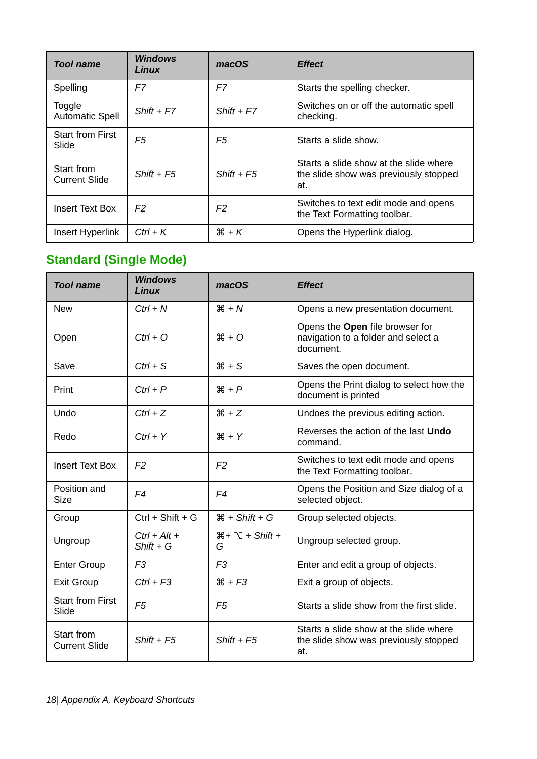| Tool name | Windows Linux | macOS | Effect |
|---|---|---|---|
| Spelling | *F7* | *F7* | Starts the spelling checker. |
| Toggle Automatic Spell | *Shift + F7* | *Shift + F7* | Switches on or off the automatic spell checking. |
| Start from First Slide | *F5* | *F5* | Starts a slide show. |
| Start from Current Slide | *Shift + F5* | *Shift + F5* | Starts a slide show at the slide where the slide show was previously stopped at. |
| Insert Text Box | *F2* | *F2* | Switches to text edit mode and opens the Text Formatting toolbar. |
| Insert Hyperlink | *Ctrl + K* | *⌘ + K* | Opens the Hyperlink dialog. |

## Standard (Single Mode)

| Tool name | Windows Linux | macOS | Effect |
|---|---|---|---|
| New | *Ctrl + N* | *⌘ + N* | Opens a new presentation document. |
| Open | *Ctrl + O* | *⌘ + O* | Opens the **Open** file browser for navigation to a folder and select a document. |
| Save | *Ctrl + S* | *⌘ + S* | Saves the open document. |
| Print | *Ctrl + P* | *⌘ + P* | Opens the Print dialog to select how the document is printed |
| Undo | *Ctrl + Z* | *⌘ + Z* | Undoes the previous editing action. |
| Redo | *Ctrl + Y* | *⌘ + Y* | Reverses the action of the last **Undo** command. |
| Insert Text Box | *F2* | *F2* | Switches to text edit mode and opens the Text Formatting toolbar. |
| Position and Size | *F4* | *F4* | Opens the Position and Size dialog of a selected object. |
| Group | Ctrl + Shift + G | *⌘ + Shift + G* | Group selected objects. |
| Ungroup | *Ctrl + Alt + Shift + G* | *⌘+ ⌥ + Shift + G* | Ungroup selected group. |
| Enter Group | *F3* | *F3* | Enter and edit a group of objects. |
| Exit Group | *Ctrl + F3* | *⌘ + F3* | Exit a group of objects. |
| Start from First Slide | *F5* | *F5* | Starts a slide show from the first slide. |
| Start from Current Slide | *Shift + F5* | *Shift + F5* | Starts a slide show at the slide where the slide show was previously stopped at. |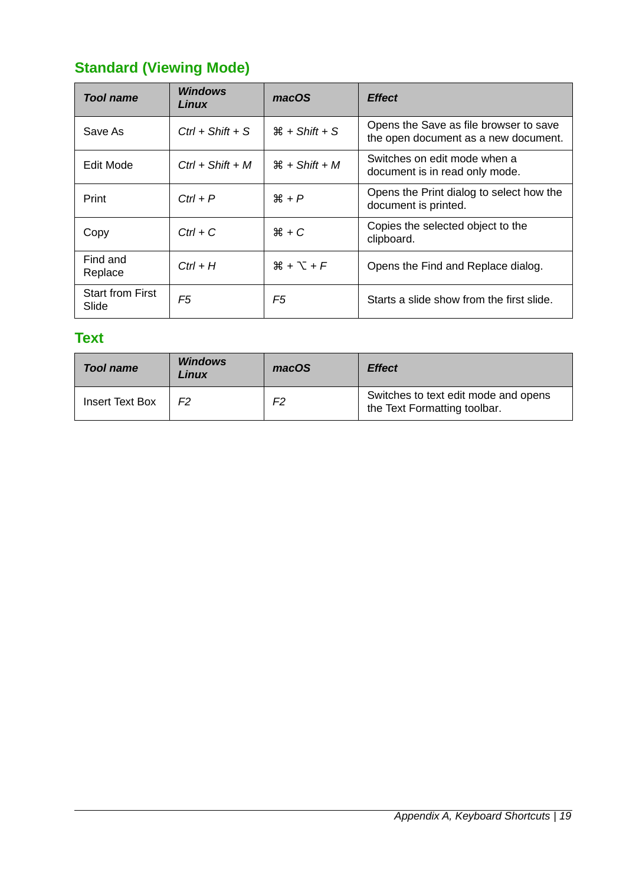## Standard (Viewing Mode)

| *Tool name* | *Windows Linux* | *macOS* | *Effect* |
|---|---|---|---|
| Save As | *Ctrl + Shift + S* | ⌘ *+ Shift + S* | Opens the Save as file browser to save the open document as a new document. |
| Edit Mode | *Ctrl + Shift + M* | ⌘ *+ Shift + M* | Switches on edit mode when a document is in read only mode. |
| Print | *Ctrl + P* | ⌘ *+ P* | Opens the Print dialog to select how the document is printed. |
| Copy | *Ctrl + C* | ⌘ *+ C* | Copies the selected object to the clipboard. |
| Find and Replace | *Ctrl + H* | ⌘ *+* ⌥ *+ F* | Opens the Find and Replace dialog. |
| Start from First Slide | *F5* | *F5* | Starts a slide show from the first slide. |

## Text

| *Tool name* | *Windows Linux* | *macOS* | *Effect* |
|---|---|---|---|
| Insert Text Box | *F2* | *F2* | Switches to text edit mode and opens the Text Formatting toolbar. |